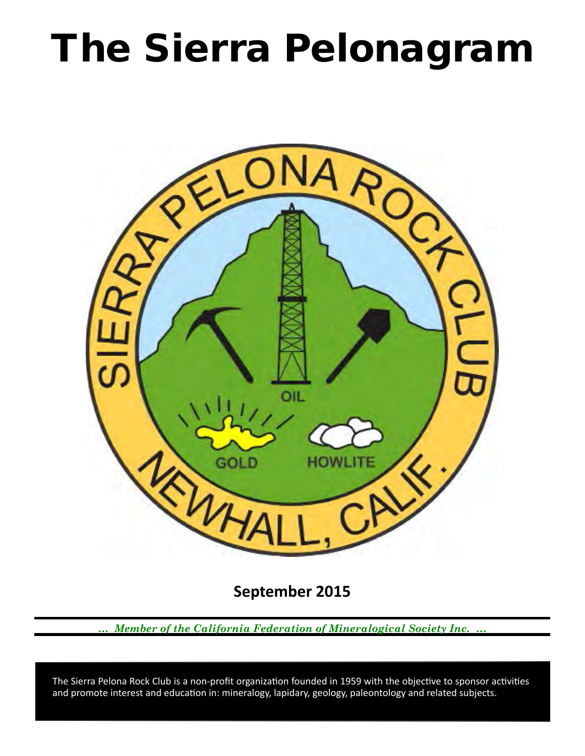# The Sierra Pelonagram

**September 2015**

*... Member of the California Federation of Mineralogical Society Inc. ...*

The Sierra Pelona Rock Club is a non-profit organization founded in 1959 with the objective to sponsor activities and promote interest and education in: mineralogy, lapidary, geology, paleontology and related subjects.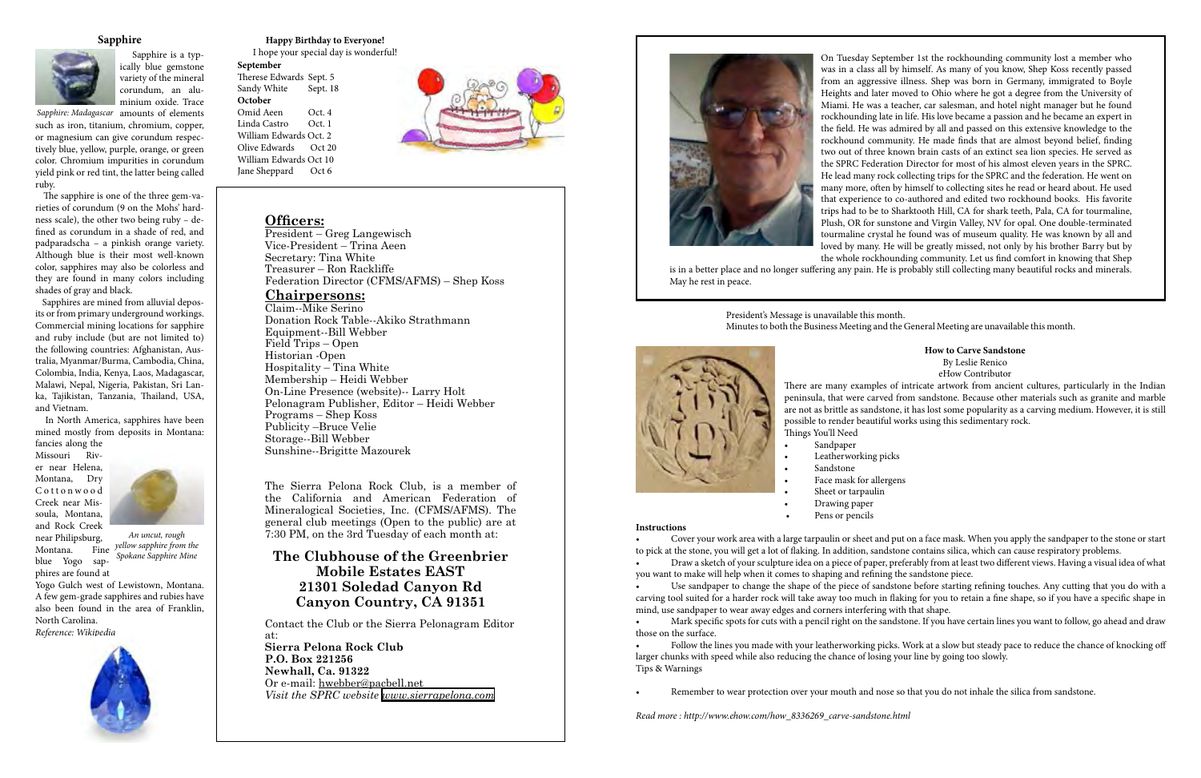## Sapphire

Sapphire is a typically blue gemstone variety of the mineral corundum, an aluminium oxide. Trace amounts of elements such as iron, titanium, chromium, copper, or magnesium can give corundum respectively blue, yellow, purple, orange, or green color. Chromium impurities in corundum yield pink or red tint, the latter being called ruby.

*Sapphire: Madagascar*

The sapphire is one of the three gem-varieties of corundum (9 on the Mohs' hardness scale), the other two being ruby – defined as corundum in a shade of red, and padparadscha – a pinkish orange variety. Although blue is their most well-known color, sapphires may also be colorless and they are found in many colors including shades of gray and black.

Sapphires are mined from alluvial deposits or from primary underground workings. Commercial mining locations for sapphire and ruby include (but are not limited to) the following countries: Afghanistan, Australia, Myanmar/Burma, Cambodia, China, Colombia, India, Kenya, Laos, Madagascar, Malawi, Nepal, Nigeria, Pakistan, Sri Lanka, Tajikistan, Tanzania, Thailand, USA, and Vietnam.

In North America, sapphires have been mined mostly from deposits in Montana: fancies along the Missouri River near Helena, Montana, Dry Cottonwood Creek near Missoula, Montana, and Rock Creek near Philipsburg, Montana. Fine blue Yogo sapphires are found at Yogo Gulch west of Lewistown, Montana. A few gem-grade sapphires and rubies have also been found in the area of Franklin, North Carolina.

*An uncut, rough yellow sapphire from the Spokane Sapphire Mine*

*Reference: Wikipedia*

**Happy Birthday to Everyone!**

I hope your special day is wonderful!

**September**
Therese Edwards Sept. 5
Sandy White Sept. 18

**October**
Omid Aeen Oct. 4
Linda Castro Oct. 1
William Edwards Oct. 2
Olive Edwards Oct 20
William Edwards Oct 10
Jane Sheppard Oct 6

## Officers:

President – Greg Langewisch
Vice-President – Trina Aeen
Secretary: Tina White
Treasurer – Ron Rackliffe
Federation Director (CFMS/AFMS) – Shep Koss

## Chairpersons:

Claim--Mike Serino
Donation Rock Table--Akiko Strathmann
Equipment--Bill Webber
Field Trips – Open
Historian -Open
Hospitality – Tina White
Membership – Heidi Webber
On-Line Presence (website)-- Larry Holt
Pelonagram Publisher, Editor – Heidi Webber
Programs – Shep Koss
Publicity –Bruce Velie
Storage--Bill Webber
Sunshine--Brigitte Mazourek

The Sierra Pelona Rock Club, is a member of the California and American Federation of Mineralogical Societies, Inc. (CFMS/AFMS). The general club meetings (Open to the public) are at 7:30 PM, on the 3rd Tuesday of each month at:

**The Clubhouse of the Greenbrier Mobile Estates EAST**
**21301 Soledad Canyon Rd**
**Canyon Country, CA 91351**

Contact the Club or the Sierra Pelonagram Editor at:
**Sierra Pelona Rock Club**
**P.O. Box 221256**
**Newhall, Ca. 91322**
Or e-mail: hwebber@pacbell.net
*Visit the SPRC website www.sierrapelona.com*

On Tuesday September 1st the rockhounding community lost a member who was in a class all by himself. As many of you know, Shep Koss recently passed from an aggressive illness. Shep was born in Germany, immigrated to Boyle Heights and later moved to Ohio where he got a degree from the University of Miami. He was a teacher, car salesman, and hotel night manager but he found rockhounding late in life. His love became a passion and he became an expert in the field. He was admired by all and passed on this extensive knowledge to the rockhound community. He made finds that are almost beyond belief, finding two out of three known brain casts of an extinct sea lion species. He served as the SPRC Federation Director for most of his almost eleven years in the SPRC. He lead many rock collecting trips for the SPRC and the federation. He went on many more, often by himself to collecting sites he read or heard about. He used that experience to co-authored and edited two rockhound books. His favorite trips had to be to Sharktooth Hill, CA for shark teeth, Pala, CA for tourmaline, Plush, OR for sunstone and Virgin Valley, NV for opal. One double-terminated tourmaline crystal he found was of museum quality. He was known by all and loved by many. He will be greatly missed, not only by his brother Barry but by the whole rockhounding community. Let us find comfort in knowing that Shep is in a better place and no longer suffering any pain. He is probably still collecting many beautiful rocks and minerals. May he rest in peace.

President's Message is unavailable this month.
Minutes to both the Business Meeting and the General Meeting are unavailable this month.

### How to Carve Sandstone

By Leslie Renico
eHow Contributor

There are many examples of intricate artwork from ancient cultures, particularly in the Indian peninsula, that were carved from sandstone. Because other materials such as granite and marble are not as brittle as sandstone, it has lost some popularity as a carving medium. However, it is still possible to render beautiful works using this sedimentary rock.

Things You'll Need

- Sandpaper
- Leatherworking picks
- Sandstone
- Face mask for allergens
- Sheet or tarpaulin
- Drawing paper
- Pens or pencils

**Instructions**

- Cover your work area with a large tarpaulin or sheet and put on a face mask. When you apply the sandpaper to the stone or start to pick at the stone, you will get a lot of flaking. In addition, sandstone contains silica, which can cause respiratory problems.
- Draw a sketch of your sculpture idea on a piece of paper, preferably from at least two different views. Having a visual idea of what you want to make will help when it comes to shaping and refining the sandstone piece.
- Use sandpaper to change the shape of the piece of sandstone before starting refining touches. Any cutting that you do with a carving tool suited for a harder rock will take away too much in flaking for you to retain a fine shape, so if you have a specific shape in mind, use sandpaper to wear away edges and corners interfering with that shape.
- Mark specific spots for cuts with a pencil right on the sandstone. If you have certain lines you want to follow, go ahead and draw those on the surface.
- Follow the lines you made with your leatherworking picks. Work at a slow but steady pace to reduce the chance of knocking off larger chunks with speed while also reducing the chance of losing your line by going too slowly.

Tips & Warnings

- Remember to wear protection over your mouth and nose so that you do not inhale the silica from sandstone.

*Read more : http://www.ehow.com/how_8336269_carve-sandstone.html*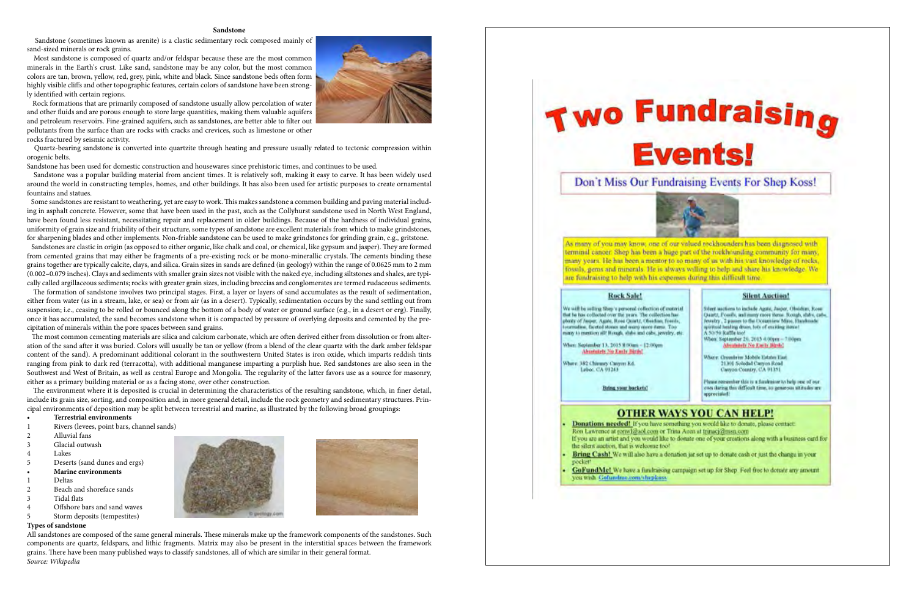## Sandstone

Sandstone (sometimes known as arenite) is a clastic sedimentary rock composed mainly of sand-sized minerals or rock grains.

Most sandstone is composed of quartz and/or feldspar because these are the most common minerals in the Earth's crust. Like sand, sandstone may be any color, but the most common colors are tan, brown, yellow, red, grey, pink, white and black. Since sandstone beds often form highly visible cliffs and other topographic features, certain colors of sandstone have been strongly identified with certain regions.

Rock formations that are primarily composed of sandstone usually allow percolation of water and other fluids and are porous enough to store large quantities, making them valuable aquifers and petroleum reservoirs. Fine-grained aquifers, such as sandstones, are better able to filter out pollutants from the surface than are rocks with cracks and crevices, such as limestone or other rocks fractured by seismic activity.

Quartz-bearing sandstone is converted into quartzite through heating and pressure usually related to tectonic compression within orogenic belts.

Sandstone has been used for domestic construction and housewares since prehistoric times, and continues to be used.

Sandstone was a popular building material from ancient times. It is relatively soft, making it easy to carve. It has been widely used around the world in constructing temples, homes, and other buildings. It has also been used for artistic purposes to create ornamental fountains and statues.

Some sandstones are resistant to weathering, yet are easy to work. This makes sandstone a common building and paving material including in asphalt concrete. However, some that have been used in the past, such as the Collyhurst sandstone used in North West England, have been found less resistant, necessitating repair and replacement in older buildings. Because of the hardness of individual grains, uniformity of grain size and friability of their structure, some types of sandstone are excellent materials from which to make grindstones, for sharpening blades and other implements. Non-friable sandstone can be used to make grindstones for grinding grain, e.g., gritstone.

Sandstones are clastic in origin (as opposed to either organic, like chalk and coal, or chemical, like gypsum and jasper). They are formed from cemented grains that may either be fragments of a pre-existing rock or be mono-minerallic crystals. The cements binding these grains together are typically calcite, clays, and silica. Grain sizes in sands are defined (in geology) within the range of 0.0625 mm to 2 mm (0.002–0.079 inches). Clays and sediments with smaller grain sizes not visible with the naked eye, including siltstones and shales, are typically called argillaceous sediments; rocks with greater grain sizes, including breccias and conglomerates are termed rudaceous sediments.

The formation of sandstone involves two principal stages. First, a layer or layers of sand accumulates as the result of sedimentation, either from water (as in a stream, lake, or sea) or from air (as in a desert). Typically, sedimentation occurs by the sand settling out from suspension; i.e., ceasing to be rolled or bounced along the bottom of a body of water or ground surface (e.g., in a desert or erg). Finally, once it has accumulated, the sand becomes sandstone when it is compacted by pressure of overlying deposits and cemented by the precipitation of minerals within the pore spaces between sand grains.

The most common cementing materials are silica and calcium carbonate, which are often derived either from dissolution or from alteration of the sand after it was buried. Colors will usually be tan or yellow (from a blend of the clear quartz with the dark amber feldspar content of the sand). A predominant additional colorant in the southwestern United States is iron oxide, which imparts reddish tints ranging from pink to dark red (terracotta), with additional manganese imparting a purplish hue. Red sandstones are also seen in the Southwest and West of Britain, as well as central Europe and Mongolia. The regularity of the latter favors use as a source for masonry, either as a primary building material or as a facing stone, over other construction.

The environment where it is deposited is crucial in determining the characteristics of the resulting sandstone, which, in finer detail, include its grain size, sorting, and composition and, in more general detail, include the rock geometry and sedimentary structures. Principal environments of deposition may be split between terrestrial and marine, as illustrated by the following broad groupings:

- **Terrestrial environments**
  1. Rivers (levees, point bars, channel sands)
  2. Alluvial fans
  3. Glacial outwash
  4. Lakes
  5. Deserts (sand dunes and ergs)
- **Marine environments**
  1. Deltas
  2. Beach and shoreface sands
  3. Tidal flats
  4. Offshore bars and sand waves
  5. Storm deposits (tempestites)

**Types of sandstone**

All sandstones are composed of the same general minerals. These minerals make up the framework components of the sandstones. Such components are quartz, feldspars, and lithic fragments. Matrix may also be present in the interstitial spaces between the framework grains. There have been many published ways to classify sandstones, all of which are similar in their general format.

*Source: Wikipedia*

# Two Fundraising Events!

## Don't Miss Our Fundraising Events For Shep Koss!

As many of you may know, one of our valued rockhounders has been diagnosed with terminal cancer. Shep has been a huge part of the rockhounding community for many, many years. He has been a mentor to so many of us with his vast knowledge of rocks, fossils, gems and minerals. He is always willing to help and share his knowledge. We are fundraising to help with his expenses during this difficult time.

### Rock Sale!

We will be selling Shep's personal collection of material that he has collected over the years. The collection has plenty of Jasper, Agate, Rose Quartz, Obsidian, fossils, tourmaline, faceted stones and many more items. Too many to mention all! Rough, slabs and cabs, jewelry, etc.

When: September 13, 2015 8:00am – 12:00pm
Absolutely No Early Birds!

Where: 382 Chimney Canyon Rd.
Lebec, CA 93243

**Bring your buckets!**

### Silent Auction!

Silent auctions to include Agate, Jasper, Obsidian, Rose Quartz, Fossils, and many more items. Rough, slabs, cabs, Jewelry, 2 passes to the Oceanview Mine, Handmade spiritual healing drum, lots of exciting items!
A 50/50 Raffle too!
When: September 20, 2015 4:00pm – 7:00pm
Absolutely No Early Birds!

Where: Greenbriar Mobile Estates East
21301 Soledad Canyon Road
Canyon Country, CA 91351

Please remember this is a fundraiser to help one of our own during this difficult time, so generous attitudes are appreciated!

### OTHER WAYS YOU CAN HELP!

- **Donations needed!** If you have something you would like to donate, please contact: Ron Lawrence at ronwl@aol.com or Trina Aeen at trinaej@msn.com
  If you are an artist and you would like to donate one of your creations along with a business card for the silent auction, that is welcome too!
- **Bring Cash!** We will also have a donation jar set up to donate cash or just the change in your pocket!
- **GoFundMe!** We have a fundraising campaign set up for Shep. Feel free to donate any amount you wish. Gofundme.com/shepkoss